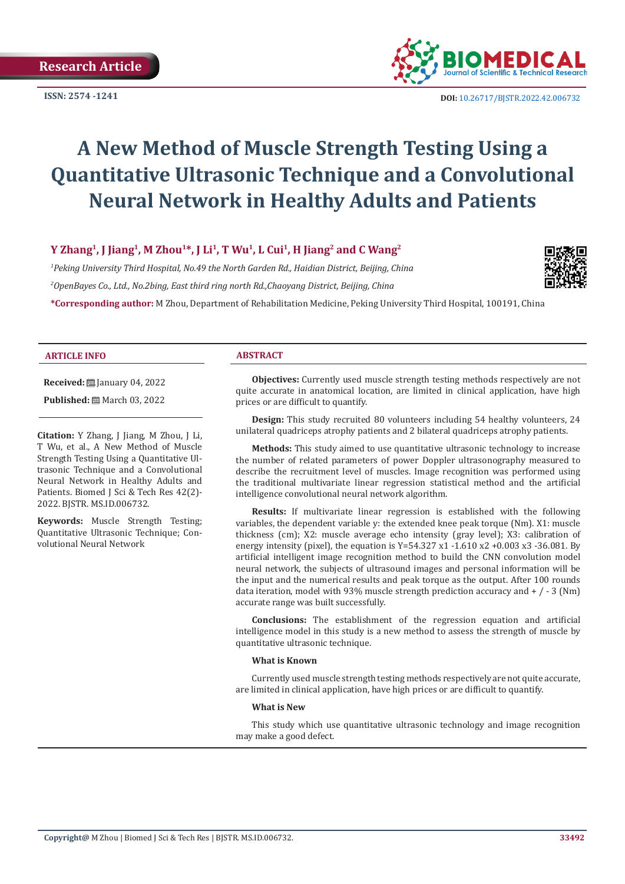Research Article

ISSN: 2574 -1241

DOI: 10.26717/BJSTR.2022.42.006732

# A New Method of Muscle Strength Testing Using a Quantitative Ultrasonic Technique and a Convolutional Neural Network in Healthy Adults and Patients

**Y Zhang[1], J Jiang[1], M Zhou[1]*, J Li[1], T Wu[1], L Cui[1], H Jiang[2] and C Wang[2]**

[1]*Peking University Third Hospital, No.49 the North Garden Rd., Haidian District, Beijing, China*

[2]*OpenBayes Co., Ltd., No.2bing, East third ring north Rd.,Chaoyang District, Beijing, China*

***Corresponding author:** M Zhou, Department of Rehabilitation Medicine, Peking University Third Hospital, 100191, China

### ARTICLE INFO

**Received:** January 04, 2022

**Published:** March 03, 2022

**Citation:** Y Zhang, J Jiang, M Zhou, J Li, T Wu, et al., A New Method of Muscle Strength Testing Using a Quantitative Ultrasonic Technique and a Convolutional Neural Network in Healthy Adults and Patients. Biomed J Sci & Tech Res 42(2)-2022. BJSTR. MS.ID.006732.

**Keywords:** Muscle Strength Testing; Quantitative Ultrasonic Technique; Convolutional Neural Network

### ABSTRACT

**Objectives:** Currently used muscle strength testing methods respectively are not quite accurate in anatomical location, are limited in clinical application, have high prices or are difficult to quantify.

**Design:** This study recruited 80 volunteers including 54 healthy volunteers, 24 unilateral quadriceps atrophy patients and 2 bilateral quadriceps atrophy patients.

**Methods:** This study aimed to use quantitative ultrasonic technology to increase the number of related parameters of power Doppler ultrasonography measured to describe the recruitment level of muscles. Image recognition was performed using the traditional multivariate linear regression statistical method and the artificial intelligence convolutional neural network algorithm.

**Results:** If multivariate linear regression is established with the following variables, the dependent variable y: the extended knee peak torque (Nm). X1: muscle thickness (cm); X2: muscle average echo intensity (gray level); X3: calibration of energy intensity (pixel), the equation is Y=54.327 x1 -1.610 x2 +0.003 x3 -36.081. By artificial intelligent image recognition method to build the CNN convolution model neural network, the subjects of ultrasound images and personal information will be the input and the numerical results and peak torque as the output. After 100 rounds data iteration, model with 93% muscle strength prediction accuracy and + / - 3 (Nm) accurate range was built successfully.

**Conclusions:** The establishment of the regression equation and artificial intelligence model in this study is a new method to assess the strength of muscle by quantitative ultrasonic technique.

**What is Known**

Currently used muscle strength testing methods respectively are not quite accurate, are limited in clinical application, have high prices or are difficult to quantify.

**What is New**

This study which use quantitative ultrasonic technology and image recognition may make a good defect.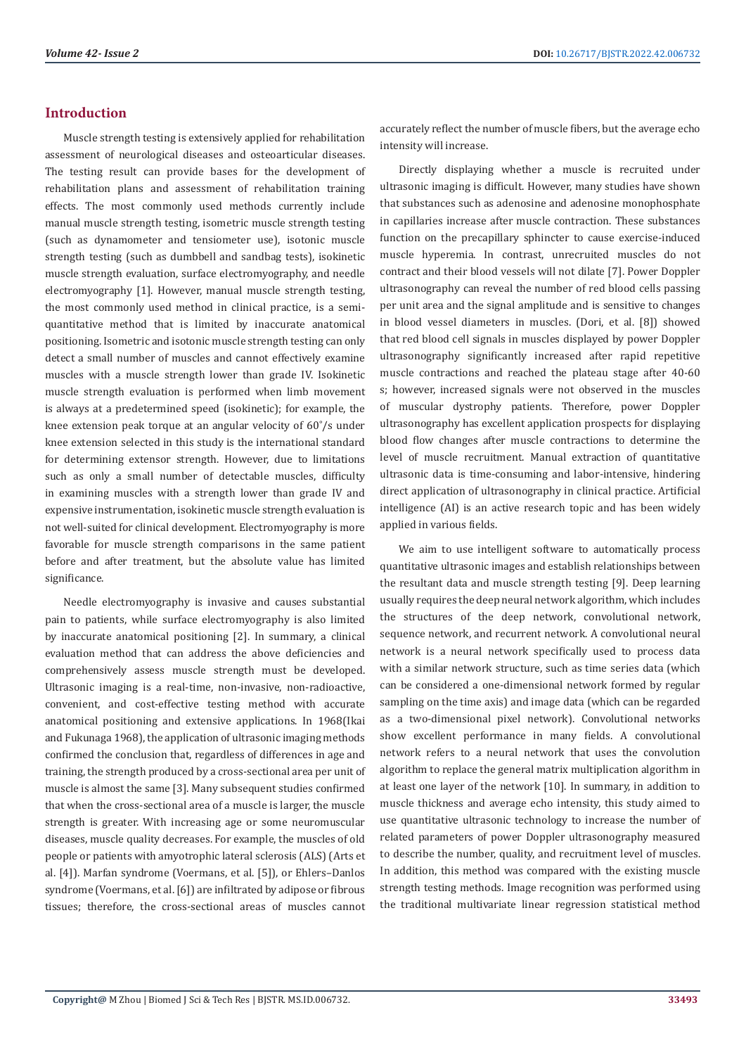## Introduction

Muscle strength testing is extensively applied for rehabilitation assessment of neurological diseases and osteoarticular diseases. The testing result can provide bases for the development of rehabilitation plans and assessment of rehabilitation training effects. The most commonly used methods currently include manual muscle strength testing, isometric muscle strength testing (such as dynamometer and tensiometer use), isotonic muscle strength testing (such as dumbbell and sandbag tests), isokinetic muscle strength evaluation, surface electromyography, and needle electromyography [1]. However, manual muscle strength testing, the most commonly used method in clinical practice, is a semi-quantitative method that is limited by inaccurate anatomical positioning. Isometric and isotonic muscle strength testing can only detect a small number of muscles and cannot effectively examine muscles with a muscle strength lower than grade IV. Isokinetic muscle strength evaluation is performed when limb movement is always at a predetermined speed (isokinetic); for example, the knee extension peak torque at an angular velocity of 60°/s under knee extension selected in this study is the international standard for determining extensor strength. However, due to limitations such as only a small number of detectable muscles, difficulty in examining muscles with a strength lower than grade IV and expensive instrumentation, isokinetic muscle strength evaluation is not well-suited for clinical development. Electromyography is more favorable for muscle strength comparisons in the same patient before and after treatment, but the absolute value has limited significance.

Needle electromyography is invasive and causes substantial pain to patients, while surface electromyography is also limited by inaccurate anatomical positioning [2]. In summary, a clinical evaluation method that can address the above deficiencies and comprehensively assess muscle strength must be developed. Ultrasonic imaging is a real-time, non-invasive, non-radioactive, convenient, and cost-effective testing method with accurate anatomical positioning and extensive applications. In 1968(Ikai and Fukunaga 1968), the application of ultrasonic imaging methods confirmed the conclusion that, regardless of differences in age and training, the strength produced by a cross-sectional area per unit of muscle is almost the same [3]. Many subsequent studies confirmed that when the cross-sectional area of a muscle is larger, the muscle strength is greater. With increasing age or some neuromuscular diseases, muscle quality decreases. For example, the muscles of old people or patients with amyotrophic lateral sclerosis (ALS) (Arts et al. [4]). Marfan syndrome (Voermans, et al. [5]), or Ehlers–Danlos syndrome (Voermans, et al. [6]) are infiltrated by adipose or fibrous tissues; therefore, the cross-sectional areas of muscles cannot accurately reflect the number of muscle fibers, but the average echo intensity will increase.

Directly displaying whether a muscle is recruited under ultrasonic imaging is difficult. However, many studies have shown that substances such as adenosine and adenosine monophosphate in capillaries increase after muscle contraction. These substances function on the precapillary sphincter to cause exercise-induced muscle hyperemia. In contrast, unrecruited muscles do not contract and their blood vessels will not dilate [7]. Power Doppler ultrasonography can reveal the number of red blood cells passing per unit area and the signal amplitude and is sensitive to changes in blood vessel diameters in muscles. (Dori, et al. [8]) showed that red blood cell signals in muscles displayed by power Doppler ultrasonography significantly increased after rapid repetitive muscle contractions and reached the plateau stage after 40-60 s; however, increased signals were not observed in the muscles of muscular dystrophy patients. Therefore, power Doppler ultrasonography has excellent application prospects for displaying blood flow changes after muscle contractions to determine the level of muscle recruitment. Manual extraction of quantitative ultrasonic data is time-consuming and labor-intensive, hindering direct application of ultrasonography in clinical practice. Artificial intelligence (AI) is an active research topic and has been widely applied in various fields.

We aim to use intelligent software to automatically process quantitative ultrasonic images and establish relationships between the resultant data and muscle strength testing [9]. Deep learning usually requires the deep neural network algorithm, which includes the structures of the deep network, convolutional network, sequence network, and recurrent network. A convolutional neural network is a neural network specifically used to process data with a similar network structure, such as time series data (which can be considered a one-dimensional network formed by regular sampling on the time axis) and image data (which can be regarded as a two-dimensional pixel network). Convolutional networks show excellent performance in many fields. A convolutional network refers to a neural network that uses the convolution algorithm to replace the general matrix multiplication algorithm in at least one layer of the network [10]. In summary, in addition to muscle thickness and average echo intensity, this study aimed to use quantitative ultrasonic technology to increase the number of related parameters of power Doppler ultrasonography measured to describe the number, quality, and recruitment level of muscles. In addition, this method was compared with the existing muscle strength testing methods. Image recognition was performed using the traditional multivariate linear regression statistical method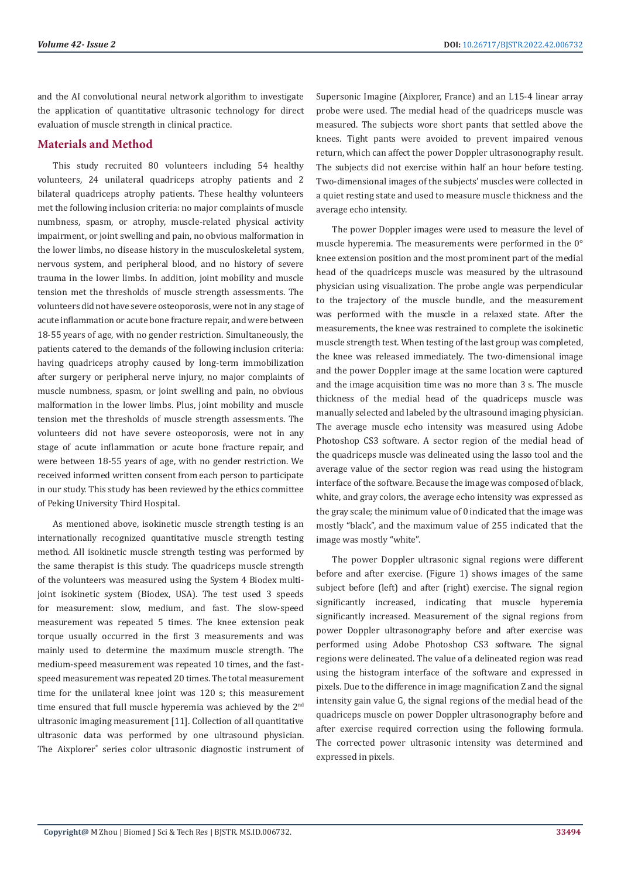and the AI convolutional neural network algorithm to investigate the application of quantitative ultrasonic technology for direct evaluation of muscle strength in clinical practice.

## Materials and Method

This study recruited 80 volunteers including 54 healthy volunteers, 24 unilateral quadriceps atrophy patients and 2 bilateral quadriceps atrophy patients. These healthy volunteers met the following inclusion criteria: no major complaints of muscle numbness, spasm, or atrophy, muscle-related physical activity impairment, or joint swelling and pain, no obvious malformation in the lower limbs, no disease history in the musculoskeletal system, nervous system, and peripheral blood, and no history of severe trauma in the lower limbs. In addition, joint mobility and muscle tension met the thresholds of muscle strength assessments. The volunteers did not have severe osteoporosis, were not in any stage of acute inflammation or acute bone fracture repair, and were between 18-55 years of age, with no gender restriction. Simultaneously, the patients catered to the demands of the following inclusion criteria: having quadriceps atrophy caused by long-term immobilization after surgery or peripheral nerve injury, no major complaints of muscle numbness, spasm, or joint swelling and pain, no obvious malformation in the lower limbs. Plus, joint mobility and muscle tension met the thresholds of muscle strength assessments. The volunteers did not have severe osteoporosis, were not in any stage of acute inflammation or acute bone fracture repair, and were between 18-55 years of age, with no gender restriction. We received informed written consent from each person to participate in our study. This study has been reviewed by the ethics committee of Peking University Third Hospital.

As mentioned above, isokinetic muscle strength testing is an internationally recognized quantitative muscle strength testing method. All isokinetic muscle strength testing was performed by the same therapist is this study. The quadriceps muscle strength of the volunteers was measured using the System 4 Biodex multi-joint isokinetic system (Biodex, USA). The test used 3 speeds for measurement: slow, medium, and fast. The slow-speed measurement was repeated 5 times. The knee extension peak torque usually occurred in the first 3 measurements and was mainly used to determine the maximum muscle strength. The medium-speed measurement was repeated 10 times, and the fast-speed measurement was repeated 20 times. The total measurement time for the unilateral knee joint was 120 s; this measurement time ensured that full muscle hyperemia was achieved by the 2nd ultrasonic imaging measurement [11]. Collection of all quantitative ultrasonic data was performed by one ultrasound physician. The Aixplorer® series color ultrasonic diagnostic instrument of Supersonic Imagine (Aixplorer, France) and an L15-4 linear array probe were used. The medial head of the quadriceps muscle was measured. The subjects wore short pants that settled above the knees. Tight pants were avoided to prevent impaired venous return, which can affect the power Doppler ultrasonography result. The subjects did not exercise within half an hour before testing. Two-dimensional images of the subjects' muscles were collected in a quiet resting state and used to measure muscle thickness and the average echo intensity.

The power Doppler images were used to measure the level of muscle hyperemia. The measurements were performed in the 0° knee extension position and the most prominent part of the medial head of the quadriceps muscle was measured by the ultrasound physician using visualization. The probe angle was perpendicular to the trajectory of the muscle bundle, and the measurement was performed with the muscle in a relaxed state. After the measurements, the knee was restrained to complete the isokinetic muscle strength test. When testing of the last group was completed, the knee was released immediately. The two-dimensional image and the power Doppler image at the same location were captured and the image acquisition time was no more than 3 s. The muscle thickness of the medial head of the quadriceps muscle was manually selected and labeled by the ultrasound imaging physician. The average muscle echo intensity was measured using Adobe Photoshop CS3 software. A sector region of the medial head of the quadriceps muscle was delineated using the lasso tool and the average value of the sector region was read using the histogram interface of the software. Because the image was composed of black, white, and gray colors, the average echo intensity was expressed as the gray scale; the minimum value of 0 indicated that the image was mostly "black", and the maximum value of 255 indicated that the image was mostly "white".

The power Doppler ultrasonic signal regions were different before and after exercise. (Figure 1) shows images of the same subject before (left) and after (right) exercise. The signal region significantly increased, indicating that muscle hyperemia significantly increased. Measurement of the signal regions from power Doppler ultrasonography before and after exercise was performed using Adobe Photoshop CS3 software. The signal regions were delineated. The value of a delineated region was read using the histogram interface of the software and expressed in pixels. Due to the difference in image magnification Z and the signal intensity gain value G, the signal regions of the medial head of the quadriceps muscle on power Doppler ultrasonography before and after exercise required correction using the following formula. The corrected power ultrasonic intensity was determined and expressed in pixels.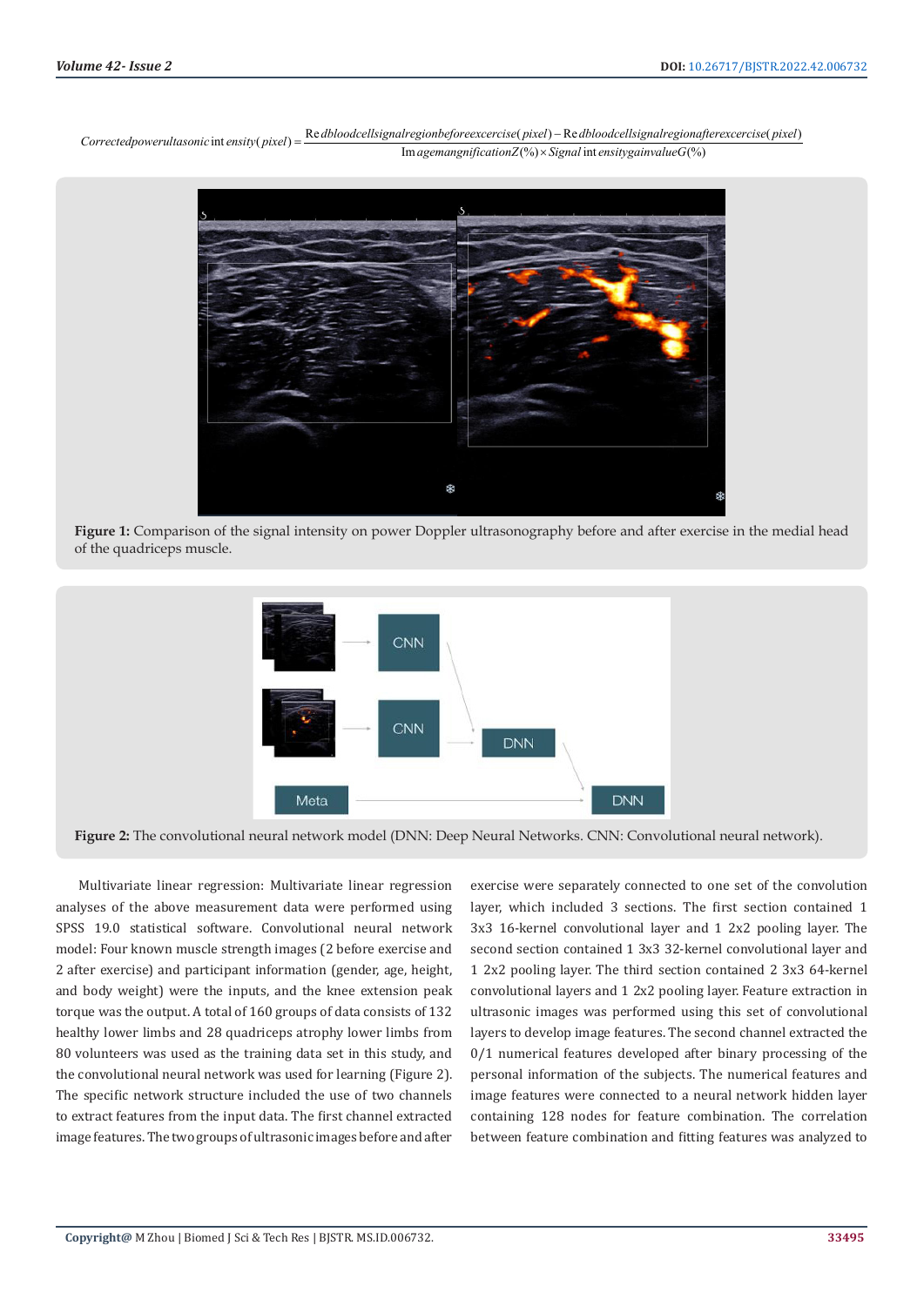$$Corrected\ power\ ultasonic\ intensity(pixel) = \frac{Red\ blood\ cell\ signal\ region\ before\ excercise(pixel) - Red\ blood\ cell\ signal\ region\ after\ excercise(pixel)}{Image\ mangnification\ Z(\%) \times Signal\ intensity\ gain\ value\ G(\%)}$$

**Figure 1:** Comparison of the signal intensity on power Doppler ultrasonography before and after exercise in the medial head of the quadriceps muscle.

**Figure 2:** The convolutional neural network model (DNN: Deep Neural Networks. CNN: Convolutional neural network).

Multivariate linear regression: Multivariate linear regression analyses of the above measurement data were performed using SPSS 19.0 statistical software. Convolutional neural network model: Four known muscle strength images (2 before exercise and 2 after exercise) and participant information (gender, age, height, and body weight) were the inputs, and the knee extension peak torque was the output. A total of 160 groups of data consists of 132 healthy lower limbs and 28 quadriceps atrophy lower limbs from 80 volunteers was used as the training data set in this study, and the convolutional neural network was used for learning (Figure 2). The specific network structure included the use of two channels to extract features from the input data. The first channel extracted image features. The two groups of ultrasonic images before and after exercise were separately connected to one set of the convolution layer, which included 3 sections. The first section contained 1 3x3 16-kernel convolutional layer and 1 2x2 pooling layer. The second section contained 1 3x3 32-kernel convolutional layer and 1 2x2 pooling layer. The third section contained 2 3x3 64-kernel convolutional layers and 1 2x2 pooling layer. Feature extraction in ultrasonic images was performed using this set of convolutional layers to develop image features. The second channel extracted the 0/1 numerical features developed after binary processing of the personal information of the subjects. The numerical features and image features were connected to a neural network hidden layer containing 128 nodes for feature combination. The correlation between feature combination and fitting features was analyzed to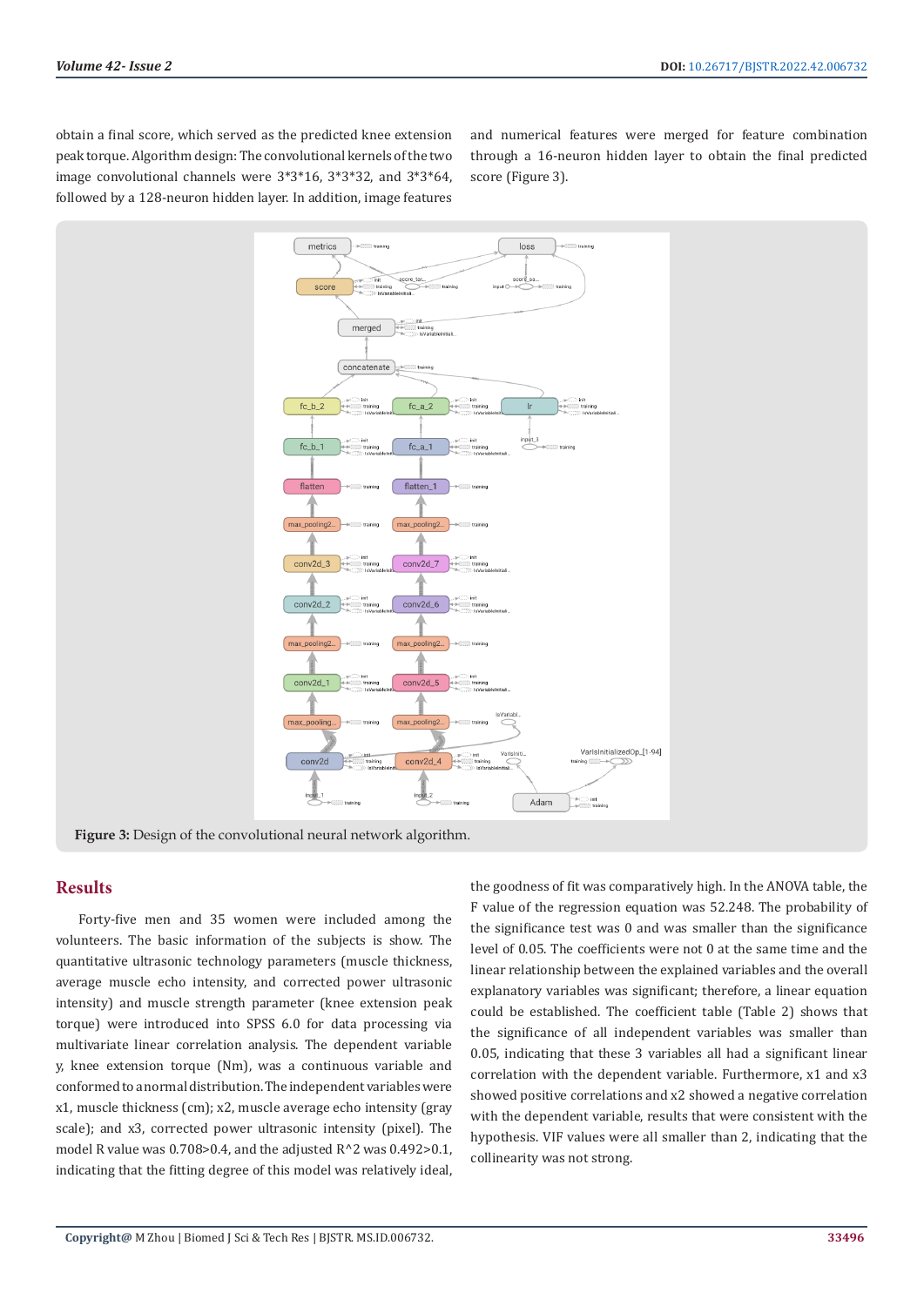obtain a final score, which served as the predicted knee extension peak torque. Algorithm design: The convolutional kernels of the two image convolutional channels were 3*3*16, 3*3*32, and 3*3*64, followed by a 128-neuron hidden layer. In addition, image features and numerical features were merged for feature combination through a 16-neuron hidden layer to obtain the final predicted score (Figure 3).

**Figure 3:** Design of the convolutional neural network algorithm.

## Results

Forty-five men and 35 women were included among the volunteers. The basic information of the subjects is show. The quantitative ultrasonic technology parameters (muscle thickness, average muscle echo intensity, and corrected power ultrasonic intensity) and muscle strength parameter (knee extension peak torque) were introduced into SPSS 6.0 for data processing via multivariate linear correlation analysis. The dependent variable y, knee extension torque (Nm), was a continuous variable and conformed to a normal distribution. The independent variables were x1, muscle thickness (cm); x2, muscle average echo intensity (gray scale); and x3, corrected power ultrasonic intensity (pixel). The model R value was 0.708>0.4, and the adjusted R^2 was 0.492>0.1, indicating that the fitting degree of this model was relatively ideal, the goodness of fit was comparatively high. In the ANOVA table, the F value of the regression equation was 52.248. The probability of the significance test was 0 and was smaller than the significance level of 0.05. The coefficients were not 0 at the same time and the linear relationship between the explained variables and the overall explanatory variables was significant; therefore, a linear equation could be established. The coefficient table (Table 2) shows that the significance of all independent variables was smaller than 0.05, indicating that these 3 variables all had a significant linear correlation with the dependent variable. Furthermore, x1 and x3 showed positive correlations and x2 showed a negative correlation with the dependent variable, results that were consistent with the hypothesis. VIF values were all smaller than 2, indicating that the collinearity was not strong.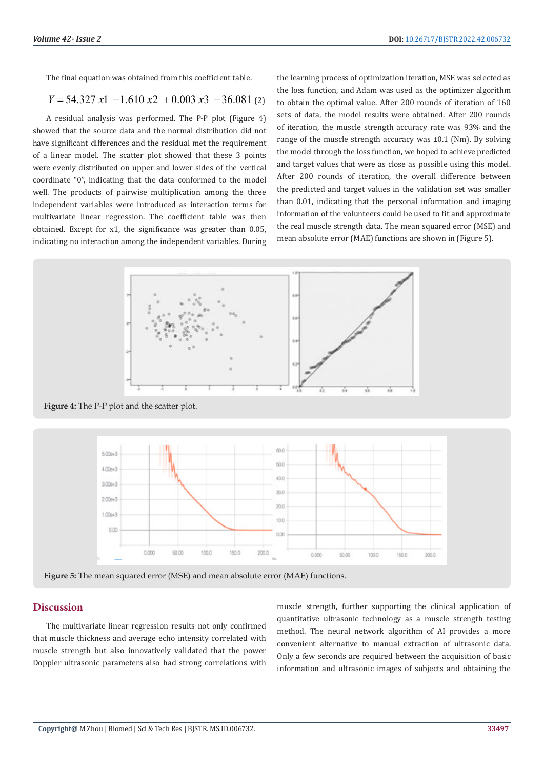The final equation was obtained from this coefficient table.

$$Y = 54.327\,x1 - 1.610\,x2 + 0.003\,x3 - 36.081 \quad (2)$$

A residual analysis was performed. The P-P plot (Figure 4) showed that the source data and the normal distribution did not have significant differences and the residual met the requirement of a linear model. The scatter plot showed that these 3 points were evenly distributed on upper and lower sides of the vertical coordinate "0", indicating that the data conformed to the model well. The products of pairwise multiplication among the three independent variables were introduced as interaction terms for multivariate linear regression. The coefficient table was then obtained. Except for x1, the significance was greater than 0.05, indicating no interaction among the independent variables. During the learning process of optimization iteration, MSE was selected as the loss function, and Adam was used as the optimizer algorithm to obtain the optimal value. After 200 rounds of iteration of 160 sets of data, the model results were obtained. After 200 rounds of iteration, the muscle strength accuracy rate was 93% and the range of the muscle strength accuracy was ±0.1 (Nm). By solving the model through the loss function, we hoped to achieve predicted and target values that were as close as possible using this model. After 200 rounds of iteration, the overall difference between the predicted and target values in the validation set was smaller than 0.01, indicating that the personal information and imaging information of the volunteers could be used to fit and approximate the real muscle strength data. The mean squared error (MSE) and mean absolute error (MAE) functions are shown in (Figure 5).

**Figure 4:** The P-P plot and the scatter plot.

**Figure 5:** The mean squared error (MSE) and mean absolute error (MAE) functions.

## Discussion

The multivariate linear regression results not only confirmed that muscle thickness and average echo intensity correlated with muscle strength but also innovatively validated that the power Doppler ultrasonic parameters also had strong correlations with muscle strength, further supporting the clinical application of quantitative ultrasonic technology as a muscle strength testing method. The neural network algorithm of AI provides a more convenient alternative to manual extraction of ultrasonic data. Only a few seconds are required between the acquisition of basic information and ultrasonic images of subjects and obtaining the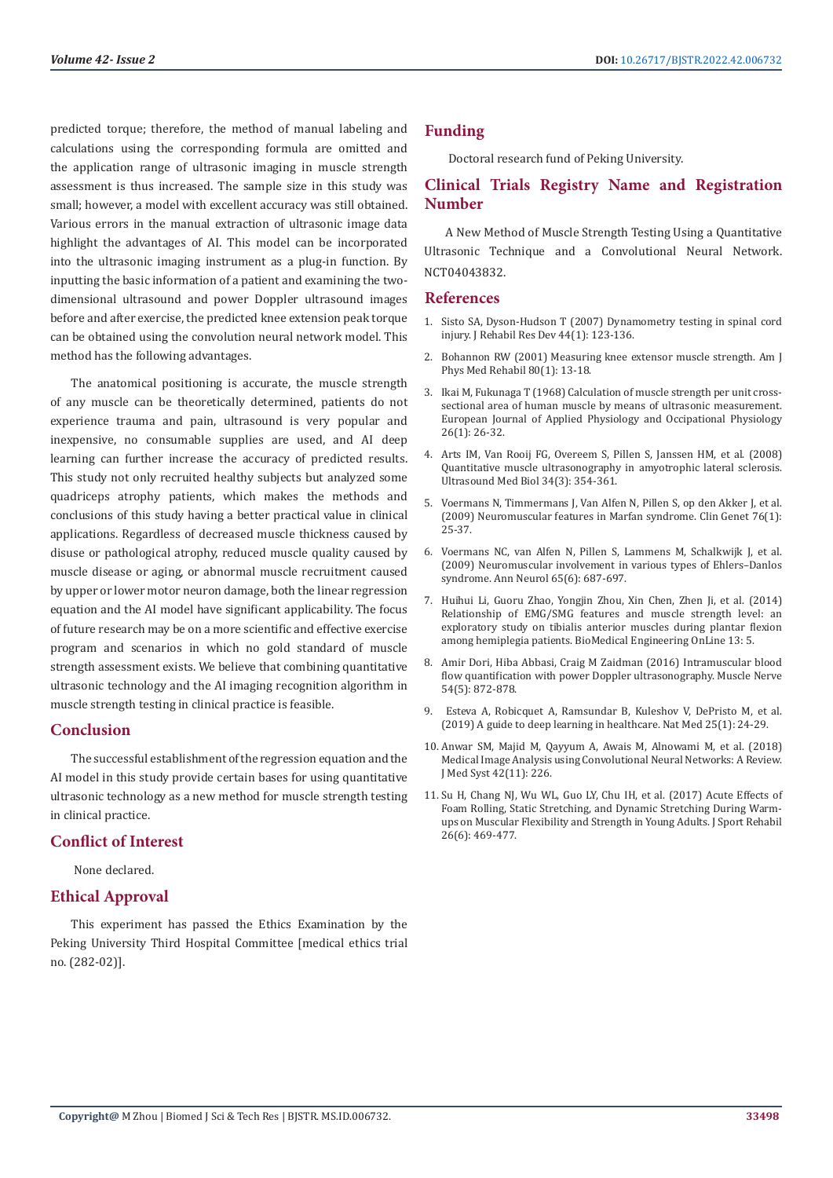predicted torque; therefore, the method of manual labeling and calculations using the corresponding formula are omitted and the application range of ultrasonic imaging in muscle strength assessment is thus increased. The sample size in this study was small; however, a model with excellent accuracy was still obtained. Various errors in the manual extraction of ultrasonic image data highlight the advantages of AI. This model can be incorporated into the ultrasonic imaging instrument as a plug-in function. By inputting the basic information of a patient and examining the two-dimensional ultrasound and power Doppler ultrasound images before and after exercise, the predicted knee extension peak torque can be obtained using the convolution neural network model. This method has the following advantages.

The anatomical positioning is accurate, the muscle strength of any muscle can be theoretically determined, patients do not experience trauma and pain, ultrasound is very popular and inexpensive, no consumable supplies are used, and AI deep learning can further increase the accuracy of predicted results. This study not only recruited healthy subjects but analyzed some quadriceps atrophy patients, which makes the methods and conclusions of this study having a better practical value in clinical applications. Regardless of decreased muscle thickness caused by disuse or pathological atrophy, reduced muscle quality caused by muscle disease or aging, or abnormal muscle recruitment caused by upper or lower motor neuron damage, both the linear regression equation and the AI model have significant applicability. The focus of future research may be on a more scientific and effective exercise program and scenarios in which no gold standard of muscle strength assessment exists. We believe that combining quantitative ultrasonic technology and the AI imaging recognition algorithm in muscle strength testing in clinical practice is feasible.

## Conclusion

The successful establishment of the regression equation and the AI model in this study provide certain bases for using quantitative ultrasonic technology as a new method for muscle strength testing in clinical practice.

## Conflict of Interest

None declared.

## Ethical Approval

This experiment has passed the Ethics Examination by the Peking University Third Hospital Committee [medical ethics trial no. (282-02)].

## Funding

Doctoral research fund of Peking University.

## Clinical Trials Registry Name and Registration Number

A New Method of Muscle Strength Testing Using a Quantitative Ultrasonic Technique and a Convolutional Neural Network. NCT04043832.

## References

1. Sisto SA, Dyson-Hudson T (2007) Dynamometry testing in spinal cord injury. J Rehabil Res Dev 44(1): 123-136.
2. Bohannon RW (2001) Measuring knee extensor muscle strength. Am J Phys Med Rehabil 80(1): 13-18.
3. Ikai M, Fukunaga T (1968) Calculation of muscle strength per unit cross-sectional area of human muscle by means of ultrasonic measurement. European Journal of Applied Physiology and Occipational Physiology 26(1): 26-32.
4. Arts IM, Van Rooij FG, Overeem S, Pillen S, Janssen HM, et al. (2008) Quantitative muscle ultrasonography in amyotrophic lateral sclerosis. Ultrasound Med Biol 34(3): 354-361.
5. Voermans N, Timmermans J, Van Alfen N, Pillen S, op den Akker J, et al. (2009) Neuromuscular features in Marfan syndrome. Clin Genet 76(1): 25-37.
6. Voermans NC, van Alfen N, Pillen S, Lammens M, Schalkwijk J, et al. (2009) Neuromuscular involvement in various types of Ehlers–Danlos syndrome. Ann Neurol 65(6): 687-697.
7. Huihui Li, Guoru Zhao, Yongjin Zhou, Xin Chen, Zhen Ji, et al. (2014) Relationship of EMG/SMG features and muscle strength level: an exploratory study on tibialis anterior muscles during plantar flexion among hemiplegia patients. BioMedical Engineering OnLine 13: 5.
8. Amir Dori, Hiba Abbasi, Craig M Zaidman (2016) Intramuscular blood flow quantification with power Doppler ultrasonography. Muscle Nerve 54(5): 872-878.
9. Esteva A, Robicquet A, Ramsundar B, Kuleshov V, DePristo M, et al. (2019) A guide to deep learning in healthcare. Nat Med 25(1): 24-29.
10. Anwar SM, Majid M, Qayyum A, Awais M, Alnowami M, et al. (2018) Medical Image Analysis using Convolutional Neural Networks: A Review. J Med Syst 42(11): 226.
11. Su H, Chang NJ, Wu WL, Guo LY, Chu IH, et al. (2017) Acute Effects of Foam Rolling, Static Stretching, and Dynamic Stretching During Warm-ups on Muscular Flexibility and Strength in Young Adults. J Sport Rehabil 26(6): 469-477.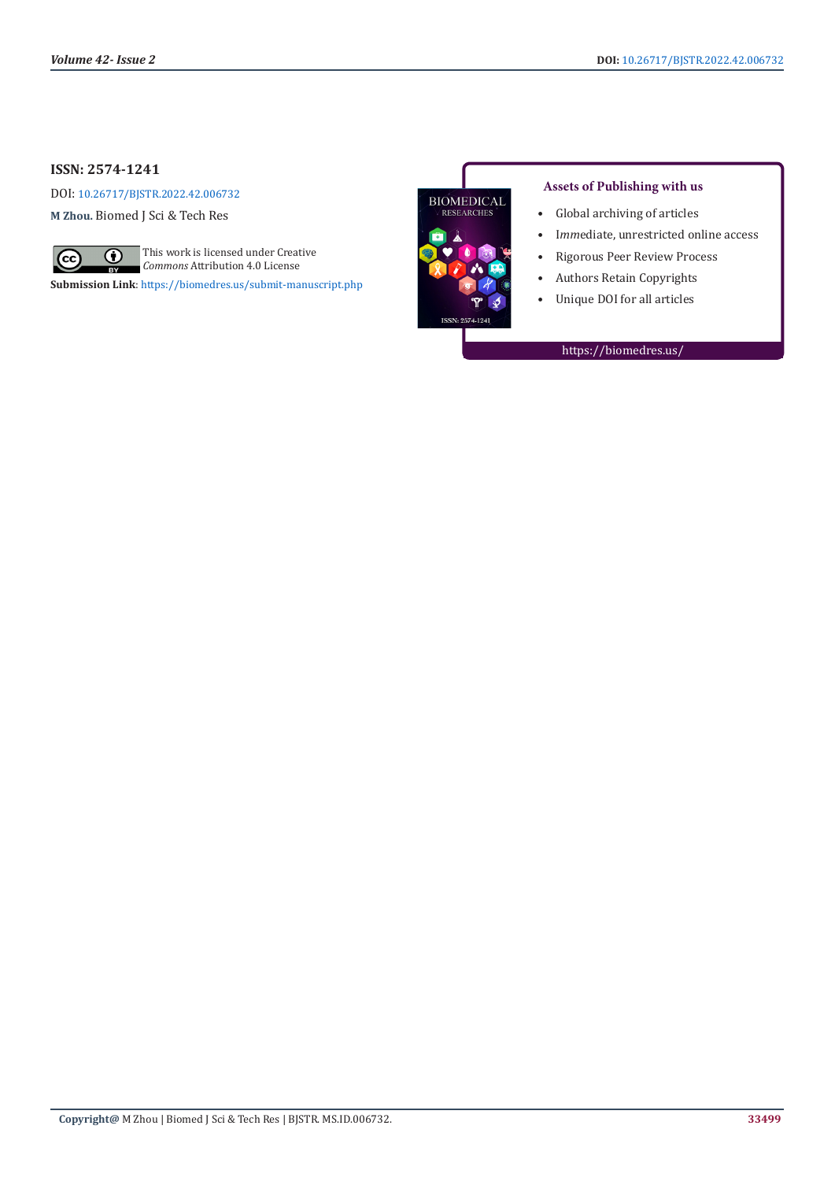**ISSN: 2574-1241**

DOI: 10.26717/BJSTR.2022.42.006732

**M Zhou.** Biomed J Sci & Tech Res

This work is licensed under Creative *Commons* Attribution 4.0 License

**Submission Link**: https://biomedres.us/submit-manuscript.php

### Assets of Publishing with us

- Global archiving of articles
- Immediate, unrestricted online access
- Rigorous Peer Review Process
- Authors Retain Copyrights
- Unique DOI for all articles

https://biomedres.us/